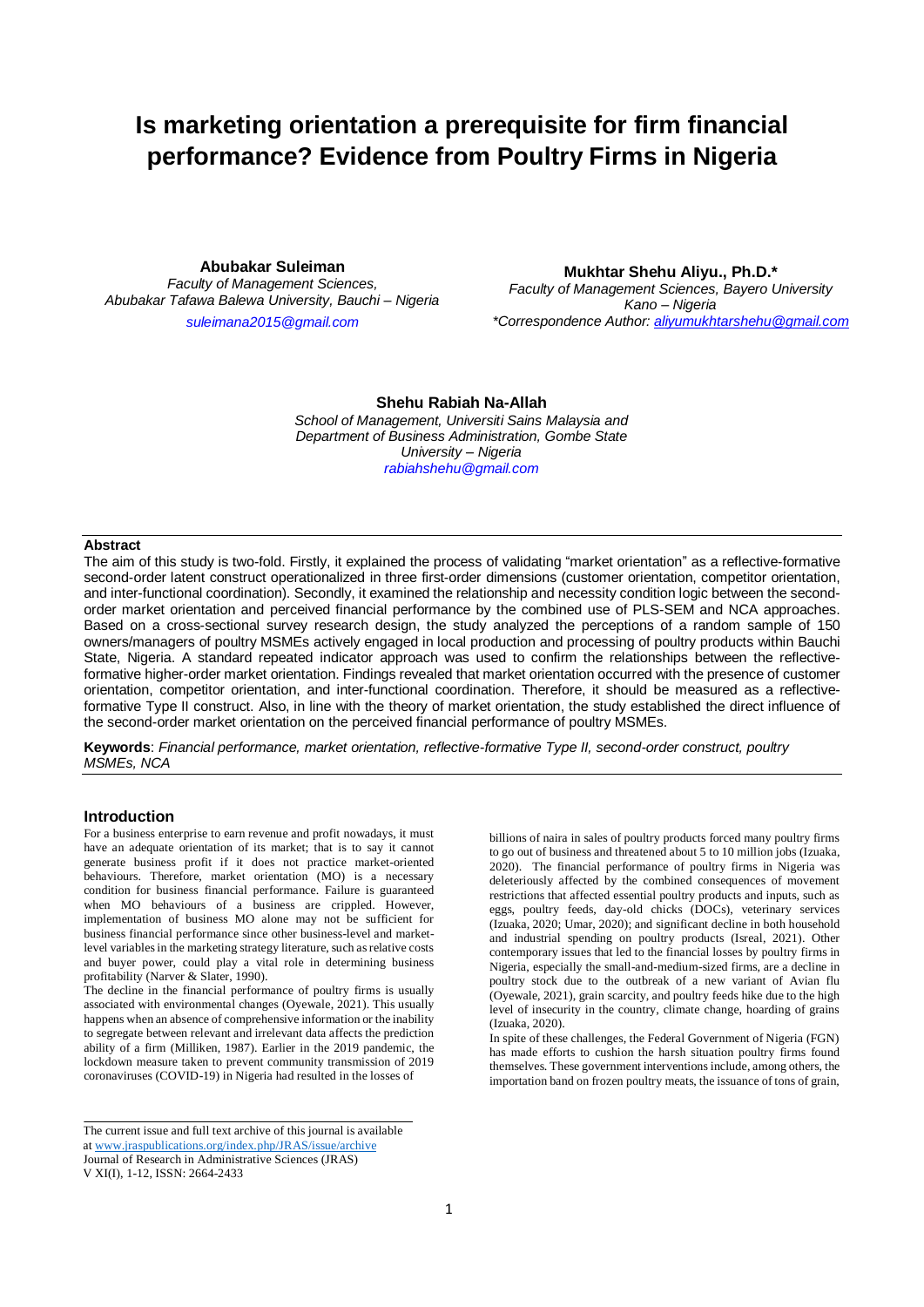# Is marketing orientation a prerequisite for firm financial performance? Evidence from Poultry Firms in Nigeria

**Abubakar Suleiman**
*Faculty of Management Sciences, Abubakar Tafawa Balewa University, Bauchi – Nigeria*
suleimana2015@gmail.com

**Mukhtar Shehu Aliyu., Ph.D.***
*Faculty of Management Sciences, Bayero University Kano – Nigeria*
**Correspondence Author: aliyumukhtarshehu@gmail.com*

**Shehu Rabiah Na-Allah**
*School of Management, Universiti Sains Malaysia and Department of Business Administration, Gombe State University – Nigeria*
rabiahshehu@gmail.com

## Abstract

The aim of this study is two-fold. Firstly, it explained the process of validating "market orientation" as a reflective-formative second-order latent construct operationalized in three first-order dimensions (customer orientation, competitor orientation, and inter-functional coordination). Secondly, it examined the relationship and necessity condition logic between the second-order market orientation and perceived financial performance by the combined use of PLS-SEM and NCA approaches. Based on a cross-sectional survey research design, the study analyzed the perceptions of a random sample of 150 owners/managers of poultry MSMEs actively engaged in local production and processing of poultry products within Bauchi State, Nigeria. A standard repeated indicator approach was used to confirm the relationships between the reflective-formative higher-order market orientation. Findings revealed that market orientation occurred with the presence of customer orientation, competitor orientation, and inter-functional coordination. Therefore, it should be measured as a reflective-formative Type II construct. Also, in line with the theory of market orientation, the study established the direct influence of the second-order market orientation on the perceived financial performance of poultry MSMEs.

**Keywords**: *Financial performance, market orientation, reflective-formative Type II, second-order construct, poultry MSMEs, NCA*

## Introduction

For a business enterprise to earn revenue and profit nowadays, it must have an adequate orientation of its market; that is to say it cannot generate business profit if it does not practice market-oriented behaviours. Therefore, market orientation (MO) is a necessary condition for business financial performance. Failure is guaranteed when MO behaviours of a business are crippled. However, implementation of business MO alone may not be sufficient for business financial performance since other business-level and market-level variables in the marketing strategy literature, such as relative costs and buyer power, could play a vital role in determining business profitability (Narver & Slater, 1990).

The decline in the financial performance of poultry firms is usually associated with environmental changes (Oyewale, 2021). This usually happens when an absence of comprehensive information or the inability to segregate between relevant and irrelevant data affects the prediction ability of a firm (Milliken, 1987). Earlier in the 2019 pandemic, the lockdown measure taken to prevent community transmission of 2019 coronaviruses (COVID-19) in Nigeria had resulted in the losses of billions of naira in sales of poultry products forced many poultry firms to go out of business and threatened about 5 to 10 million jobs (Izuaka, 2020). The financial performance of poultry firms in Nigeria was deleteriously affected by the combined consequences of movement restrictions that affected essential poultry products and inputs, such as eggs, poultry feeds, day-old chicks (DOCs), veterinary services (Izuaka, 2020; Umar, 2020); and significant decline in both household and industrial spending on poultry products (Isreal, 2021). Other contemporary issues that led to the financial losses by poultry firms in Nigeria, especially the small-and-medium-sized firms, are a decline in poultry stock due to the outbreak of a new variant of Avian flu (Oyewale, 2021), grain scarcity, and poultry feeds hike due to the high level of insecurity in the country, climate change, hoarding of grains (Izuaka, 2020).

In spite of these challenges, the Federal Government of Nigeria (FGN) has made efforts to cushion the harsh situation poultry firms found themselves. These government interventions include, among others, the importation band on frozen poultry meats, the issuance of tons of grain,

The current issue and full text archive of this journal is available at www.jraspublications.org/index.php/JRAS/issue/archive
Journal of Research in Administrative Sciences (JRAS)
V XI(I), 1-12, ISSN: 2664-2433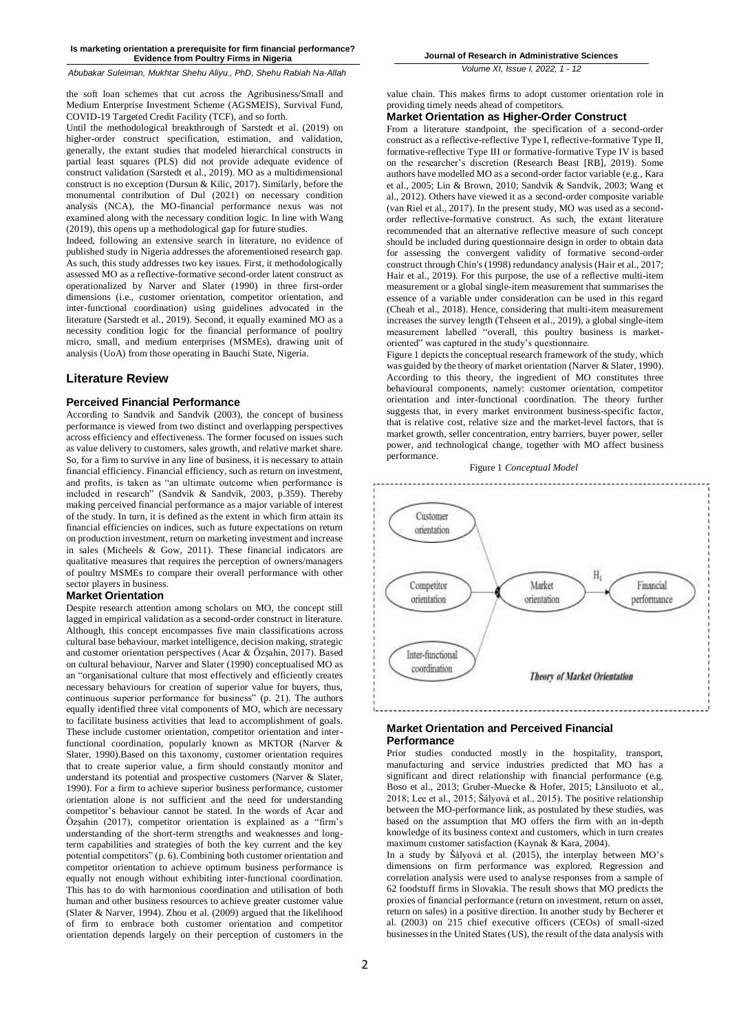the soft loan schemes that cut across the Agribusiness/Small and Medium Enterprise Investment Scheme (AGSMEIS), Survival Fund, COVID-19 Targeted Credit Facility (TCF), and so forth.

Until the methodological breakthrough of Sarstedt et al. (2019) on higher-order construct specification, estimation, and validation, generally, the extant studies that modeled hierarchical constructs in partial least squares (PLS) did not provide adequate evidence of construct validation (Sarstedt et al., 2019). MO as a multidimensional construct is no exception (Dursun & Kilic, 2017). Similarly, before the monumental contribution of Dul (2021) on necessary condition analysis (NCA), the MO-financial performance nexus was not examined along with the necessary condition logic. In line with Wang (2019), this opens up a methodological gap for future studies.

Indeed, following an extensive search in literature, no evidence of published study in Nigeria addresses the aforementioned research gap. As such, this study addresses two key issues. First, it methodologically assessed MO as a reflective-formative second-order latent construct as operationalized by Narver and Slater (1990) in three first-order dimensions (i.e., customer orientation, competitor orientation, and inter-functional coordination) using guidelines advocated in the literature (Sarstedt et al., 2019). Second, it equally examined MO as a necessity condition logic for the financial performance of poultry micro, small, and medium enterprises (MSMEs), drawing unit of analysis (UoA) from those operating in Bauchi State, Nigeria.

## Literature Review

### Perceived Financial Performance

According to Sandvik and Sandvik (2003), the concept of business performance is viewed from two distinct and overlapping perspectives across efficiency and effectiveness. The former focused on issues such as value delivery to customers, sales growth, and relative market share. So, for a firm to survive in any line of business, it is necessary to attain financial efficiency. Financial efficiency, such as return on investment, and profits, is taken as "an ultimate outcome when performance is included in research" (Sandvik & Sandvik, 2003, p.359). Thereby making perceived financial performance as a major variable of interest of the study. In turn, it is defined as the extent in which firm attain its financial efficiencies on indices, such as future expectations on return on production investment, return on marketing investment and increase in sales (Micheels & Gow, 2011). These financial indicators are qualitative measures that requires the perception of owners/managers of poultry MSMEs to compare their overall performance with other sector players in business.

### Market Orientation

Despite research attention among scholars on MO, the concept still lagged in empirical validation as a second-order construct in literature. Although, this concept encompasses five main classifications across cultural base behaviour, market intelligence, decision making, strategic and customer orientation perspectives (Acar & Özşahin, 2017). Based on cultural behaviour, Narver and Slater (1990) conceptualised MO as an "organisational culture that most effectively and efficiently creates necessary behaviours for creation of superior value for buyers, thus, continuous superior performance for business" (p. 21). The authors equally identified three vital components of MO, which are necessary to facilitate business activities that lead to accomplishment of goals. These include customer orientation, competitor orientation and inter-functional coordination, popularly known as MKTOR (Narver & Slater, 1990).Based on this taxonomy, customer orientation requires that to create superior value, a firm should constantly monitor and understand its potential and prospective customers (Narver & Slater, 1990). For a firm to achieve superior business performance, customer orientation alone is not sufficient and the need for understanding competitor's behaviour cannot be stated. In the words of Acar and Özşahin (2017), competitor orientation is explained as a "firm's understanding of the short-term strengths and weaknesses and long-term capabilities and strategies of both the key current and the key potential competitors" (p. 6). Combining both customer orientation and competitor orientation to achieve optimum business performance is equally not enough without exhibiting inter-functional coordination. This has to do with harmonious coordination and utilisation of both human and other business resources to achieve greater customer value (Slater & Narver, 1994). Zhou et al. (2009) argued that the likelihood of firm to embrace both customer orientation and competitor orientation depends largely on their perception of customers in the value chain. This makes firms to adopt customer orientation role in providing timely needs ahead of competitors.

### Market Orientation as Higher-Order Construct

From a literature standpoint, the specification of a second-order construct as a reflective-reflective Type I, reflective-formative Type II, formative-reflective Type III or formative-formative Type IV is based on the researcher's discretion (Research Beast [RB], 2019). Some authors have modelled MO as a second-order factor variable (e.g., Kara et al., 2005; Lin & Brown, 2010; Sandvik & Sandvik, 2003; Wang et al., 2012). Others have viewed it as a second-order composite variable (van Riel et al., 2017). In the present study, MO was used as a second-order reflective-formative construct. As such, the extant literature recommended that an alternative reflective measure of such concept should be included during questionnaire design in order to obtain data for assessing the convergent validity of formative second-order construct through Chin's (1998) redundancy analysis (Hair et al., 2017; Hair et al., 2019). For this purpose, the use of a reflective multi-item measurement or a global single-item measurement that summarises the essence of a variable under consideration can be used in this regard (Cheah et al., 2018). Hence, considering that multi-item measurement increases the survey length (Tehseen et al., 2019), a global single-item measurement labelled "overall, this poultry business is market-oriented" was captured in the study's questionnaire.

Figure 1 depicts the conceptual research framework of the study, which was guided by the theory of market orientation (Narver & Slater, 1990). According to this theory, the ingredient of MO constitutes three behavioural components, namely: customer orientation, competitor orientation and inter-functional coordination. The theory further suggests that, in every market environment business-specific factor, that is relative cost, relative size and the market-level factors, that is market growth, seller concentration, entry barriers, buyer power, seller power, and technological change, together with MO affect business performance.

Figure 1 *Conceptual Model*

Customer orientation

Competitor orientation

Inter-functional coordination

Market orientation

$H_1$

Financial performance

*Theory of Market Orientation*

### Market Orientation and Perceived Financial Performance

Prior studies conducted mostly in the hospitality, transport, manufacturing and service industries predicted that MO has a significant and direct relationship with financial performance (e.g. Boso et al., 2013; Gruber-Muecke & Hofer, 2015; Länsiluoto et al., 2018; Lee et al., 2015; Šályová et al., 2015). The positive relationship between the MO-performance link, as postulated by these studies, was based on the assumption that MO offers the firm with an in-depth knowledge of its business context and customers, which in turn creates maximum customer satisfaction (Kaynak & Kara, 2004).

In a study by Šályová et al. (2015), the interplay between MO's dimensions on firm performance was explored. Regression and correlation analysis were used to analyse responses from a sample of 62 foodstuff firms in Slovakia. The result shows that MO predicts the proxies of financial performance (return on investment, return on asset, return on sales) in a positive direction. In another study by Becherer et al. (2003) on 215 chief executive officers (CEOs) of small-sized businesses in the United States (US), the result of the data analysis with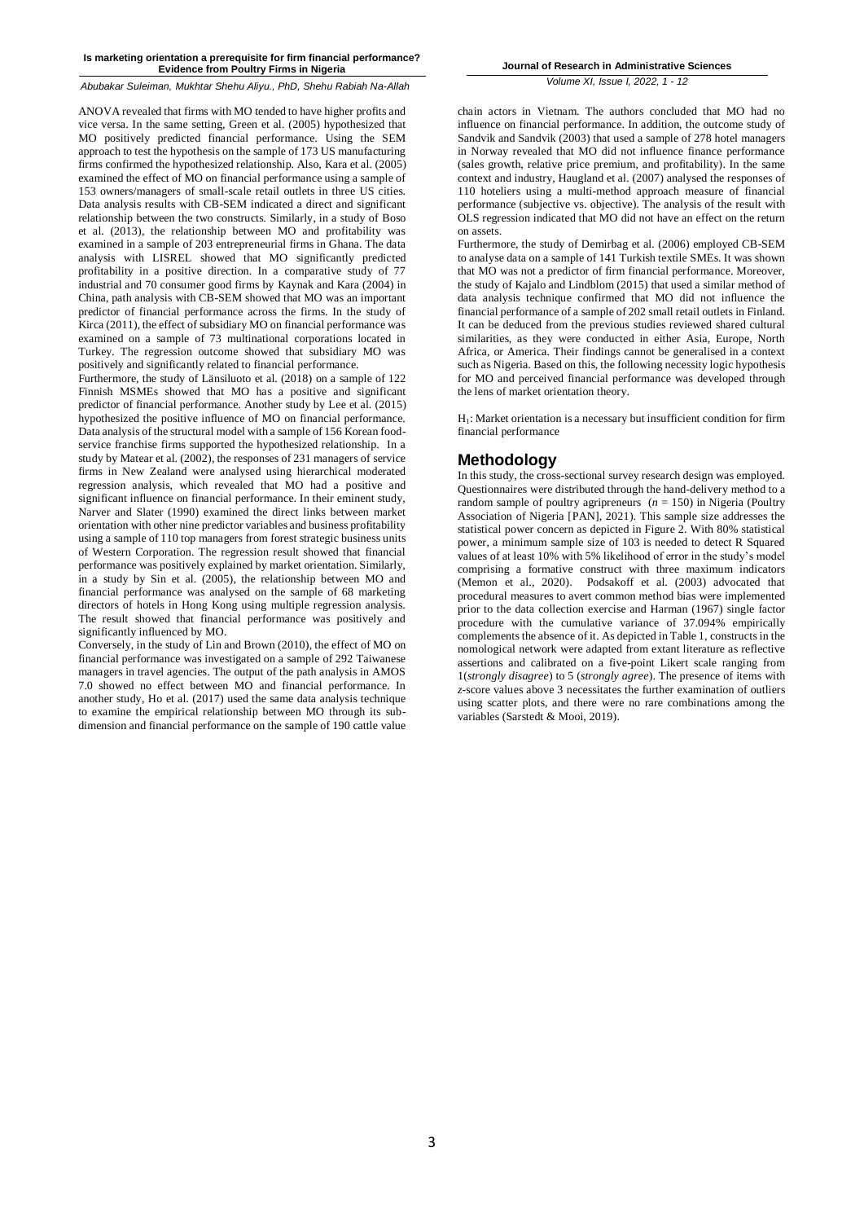ANOVA revealed that firms with MO tended to have higher profits and vice versa. In the same setting, Green et al. (2005) hypothesized that MO positively predicted financial performance. Using the SEM approach to test the hypothesis on the sample of 173 US manufacturing firms confirmed the hypothesized relationship. Also, Kara et al. (2005) examined the effect of MO on financial performance using a sample of 153 owners/managers of small-scale retail outlets in three US cities. Data analysis results with CB-SEM indicated a direct and significant relationship between the two constructs. Similarly, in a study of Boso et al. (2013), the relationship between MO and profitability was examined in a sample of 203 entrepreneurial firms in Ghana. The data analysis with LISREL showed that MO significantly predicted profitability in a positive direction. In a comparative study of 77 industrial and 70 consumer good firms by Kaynak and Kara (2004) in China, path analysis with CB-SEM showed that MO was an important predictor of financial performance across the firms. In the study of Kirca (2011), the effect of subsidiary MO on financial performance was examined on a sample of 73 multinational corporations located in Turkey. The regression outcome showed that subsidiary MO was positively and significantly related to financial performance.

Furthermore, the study of Länsiluoto et al. (2018) on a sample of 122 Finnish MSMEs showed that MO has a positive and significant predictor of financial performance. Another study by Lee et al. (2015) hypothesized the positive influence of MO on financial performance. Data analysis of the structural model with a sample of 156 Korean food-service franchise firms supported the hypothesized relationship. In a study by Matear et al. (2002), the responses of 231 managers of service firms in New Zealand were analysed using hierarchical moderated regression analysis, which revealed that MO had a positive and significant influence on financial performance. In their eminent study, Narver and Slater (1990) examined the direct links between market orientation with other nine predictor variables and business profitability using a sample of 110 top managers from forest strategic business units of Western Corporation. The regression result showed that financial performance was positively explained by market orientation. Similarly, in a study by Sin et al. (2005), the relationship between MO and financial performance was analysed on the sample of 68 marketing directors of hotels in Hong Kong using multiple regression analysis. The result showed that financial performance was positively and significantly influenced by MO.

Conversely, in the study of Lin and Brown (2010), the effect of MO on financial performance was investigated on a sample of 292 Taiwanese managers in travel agencies. The output of the path analysis in AMOS 7.0 showed no effect between MO and financial performance. In another study, Ho et al. (2017) used the same data analysis technique to examine the empirical relationship between MO through its sub-dimension and financial performance on the sample of 190 cattle value chain actors in Vietnam. The authors concluded that MO had no influence on financial performance. In addition, the outcome study of Sandvik and Sandvik (2003) that used a sample of 278 hotel managers in Norway revealed that MO did not influence finance performance (sales growth, relative price premium, and profitability). In the same context and industry, Haugland et al. (2007) analysed the responses of 110 hoteliers using a multi-method approach measure of financial performance (subjective vs. objective). The analysis of the result with OLS regression indicated that MO did not have an effect on the return on assets.

Furthermore, the study of Demirbag et al. (2006) employed CB-SEM to analyse data on a sample of 141 Turkish textile SMEs. It was shown that MO was not a predictor of firm financial performance. Moreover, the study of Kajalo and Lindblom (2015) that used a similar method of data analysis technique confirmed that MO did not influence the financial performance of a sample of 202 small retail outlets in Finland. It can be deduced from the previous studies reviewed shared cultural similarities, as they were conducted in either Asia, Europe, North Africa, or America. Their findings cannot be generalised in a context such as Nigeria. Based on this, the following necessity logic hypothesis for MO and perceived financial performance was developed through the lens of market orientation theory.

$H_1$: Market orientation is a necessary but insufficient condition for firm financial performance

## Methodology

In this study, the cross-sectional survey research design was employed. Questionnaires were distributed through the hand-delivery method to a random sample of poultry agripreneurs ($n = 150$) in Nigeria (Poultry Association of Nigeria [PAN], 2021). This sample size addresses the statistical power concern as depicted in Figure 2. With 80% statistical power, a minimum sample size of 103 is needed to detect R Squared values of at least 10% with 5% likelihood of error in the study's model comprising a formative construct with three maximum indicators (Memon et al., 2020). Podsakoff et al. (2003) advocated that procedural measures to avert common method bias were implemented prior to the data collection exercise and Harman (1967) single factor procedure with the cumulative variance of 37.094% empirically complements the absence of it. As depicted in Table 1, constructs in the nomological network were adapted from extant literature as reflective assertions and calibrated on a five-point Likert scale ranging from 1(*strongly disagree*) to 5 (*strongly agree*). The presence of items with *z*-score values above 3 necessitates the further examination of outliers using scatter plots, and there were no rare combinations among the variables (Sarstedt & Mooi, 2019).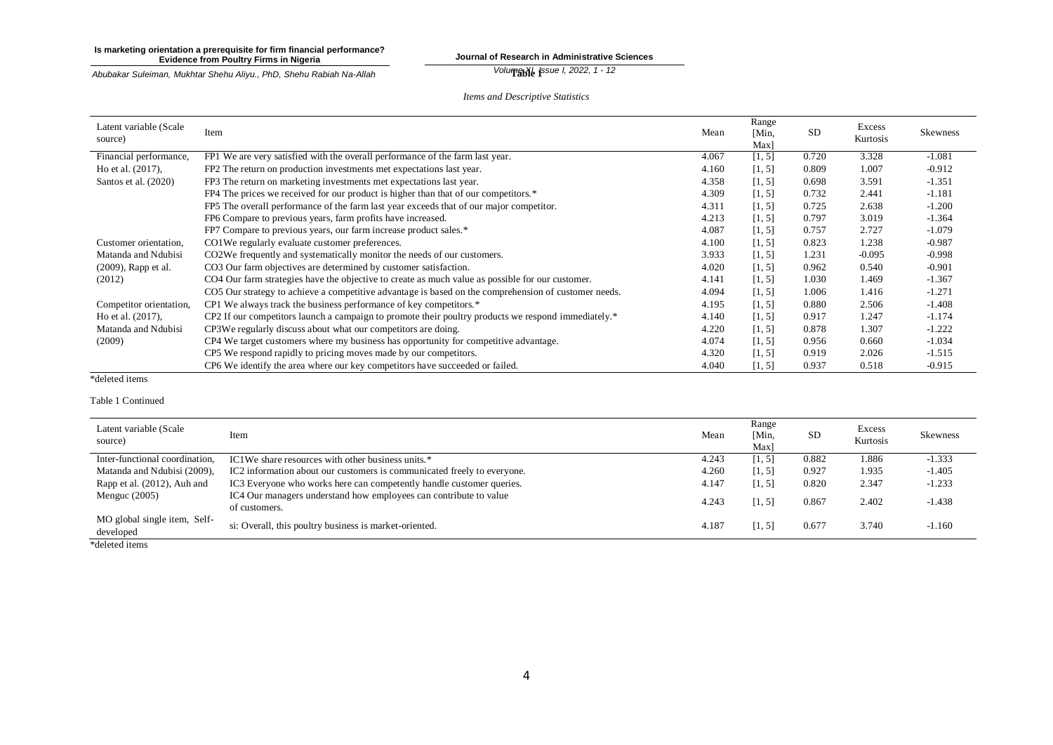**Table 1**

*Items and Descriptive Statistics*

| Latent variable (Scale source) | Item | Mean | Range [Min, Max] | SD | Excess Kurtosis | Skewness |
|---|---|---|---|---|---|---|
| Financial performance, | FP1 We are very satisfied with the overall performance of the farm last year. | 4.067 | [1, 5] | 0.720 | 3.328 | -1.081 |
| Ho et al. (2017), | FP2 The return on production investments met expectations last year. | 4.160 | [1, 5] | 0.809 | 1.007 | -0.912 |
| Santos et al. (2020) | FP3 The return on marketing investments met expectations last year. | 4.358 | [1, 5] | 0.698 | 3.591 | -1.351 |
| | FP4 The prices we received for our product is higher than that of our competitors.* | 4.309 | [1, 5] | 0.732 | 2.441 | -1.181 |
| | FP5 The overall performance of the farm last year exceeds that of our major competitor. | 4.311 | [1, 5] | 0.725 | 2.638 | -1.200 |
| | FP6 Compare to previous years, farm profits have increased. | 4.213 | [1, 5] | 0.797 | 3.019 | -1.364 |
| | FP7 Compare to previous years, our farm increase product sales.* | 4.087 | [1, 5] | 0.757 | 2.727 | -1.079 |
| Customer orientation, | CO1We regularly evaluate customer preferences. | 4.100 | [1, 5] | 0.823 | 1.238 | -0.987 |
| Matanda and Ndubisi | CO2We frequently and systematically monitor the needs of our customers. | 3.933 | [1, 5] | 1.231 | -0.095 | -0.998 |
| (2009), Rapp et al. | CO3 Our farm objectives are determined by customer satisfaction. | 4.020 | [1, 5] | 0.962 | 0.540 | -0.901 |
| (2012) | CO4 Our farm strategies have the objective to create as much value as possible for our customer. | 4.141 | [1, 5] | 1.030 | 1.469 | -1.367 |
| | CO5 Our strategy to achieve a competitive advantage is based on the comprehension of customer needs. | 4.094 | [1, 5] | 1.006 | 1.416 | -1.271 |
| Competitor orientation, | CP1 We always track the business performance of key competitors.* | 4.195 | [1, 5] | 0.880 | 2.506 | -1.408 |
| Ho et al. (2017), | CP2 If our competitors launch a campaign to promote their poultry products we respond immediately.* | 4.140 | [1, 5] | 0.917 | 1.247 | -1.174 |
| Matanda and Ndubisi | CP3We regularly discuss about what our competitors are doing. | 4.220 | [1, 5] | 0.878 | 1.307 | -1.222 |
| (2009) | CP4 We target customers where my business has opportunity for competitive advantage. | 4.074 | [1, 5] | 0.956 | 0.660 | -1.034 |
| | CP5 We respond rapidly to pricing moves made by our competitors. | 4.320 | [1, 5] | 0.919 | 2.026 | -1.515 |
| | CP6 We identify the area where our key competitors have succeeded or failed. | 4.040 | [1, 5] | 0.937 | 0.518 | -0.915 |

*deleted items

Table 1 Continued

| Latent variable (Scale source) | Item | Mean | Range [Min, Max] | SD | Excess Kurtosis | Skewness |
|---|---|---|---|---|---|---|
| Inter-functional coordination, | IC1We share resources with other business units.* | 4.243 | [1, 5] | 0.882 | 1.886 | -1.333 |
| Matanda and Ndubisi (2009), | IC2 information about our customers is communicated freely to everyone. | 4.260 | [1, 5] | 0.927 | 1.935 | -1.405 |
| Rapp et al. (2012), Auh and | IC3 Everyone who works here can competently handle customer queries. | 4.147 | [1, 5] | 0.820 | 2.347 | -1.233 |
| Menguc (2005) | IC4 Our managers understand how employees can contribute to value of customers. | 4.243 | [1, 5] | 0.867 | 2.402 | -1.438 |
| MO global single item, Self-developed | si: Overall, this poultry business is market-oriented. | 4.187 | [1, 5] | 0.677 | 3.740 | -1.160 |

*deleted items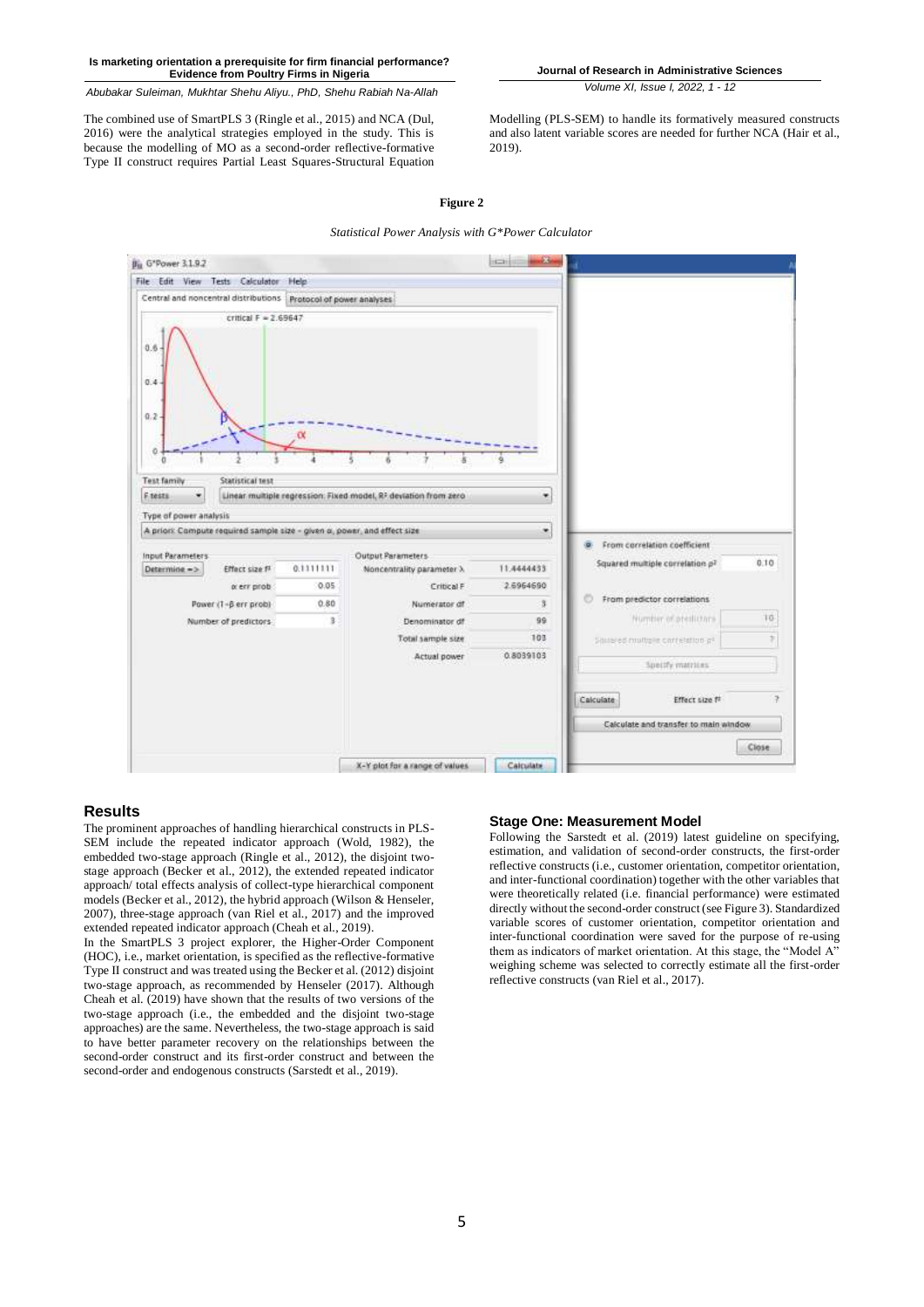The combined use of SmartPLS 3 (Ringle et al., 2015) and NCA (Dul, 2016) were the analytical strategies employed in the study. This is because the modelling of MO as a second-order reflective-formative Type II construct requires Partial Least Squares-Structural Equation Modelling (PLS-SEM) to handle its formatively measured constructs and also latent variable scores are needed for further NCA (Hair et al., 2019).

**Figure 2**

*Statistical Power Analysis with G\*Power Calculator*

## Results

The prominent approaches of handling hierarchical constructs in PLS-SEM include the repeated indicator approach (Wold, 1982), the embedded two-stage approach (Ringle et al., 2012), the disjoint two-stage approach (Becker et al., 2012), the extended repeated indicator approach/ total effects analysis of collect-type hierarchical component models (Becker et al., 2012), the hybrid approach (Wilson & Henseler, 2007), three-stage approach (van Riel et al., 2017) and the improved extended repeated indicator approach (Cheah et al., 2019).

In the SmartPLS 3 project explorer, the Higher-Order Component (HOC), i.e., market orientation, is specified as the reflective-formative Type II construct and was treated using the Becker et al. (2012) disjoint two-stage approach, as recommended by Henseler (2017). Although Cheah et al. (2019) have shown that the results of two versions of the two-stage approach (i.e., the embedded and the disjoint two-stage approaches) are the same. Nevertheless, the two-stage approach is said to have better parameter recovery on the relationships between the second-order construct and its first-order construct and between the second-order and endogenous constructs (Sarstedt et al., 2019).

### Stage One: Measurement Model

Following the Sarstedt et al. (2019) latest guideline on specifying, estimation, and validation of second-order constructs, the first-order reflective constructs (i.e., customer orientation, competitor orientation, and inter-functional coordination) together with the other variables that were theoretically related (i.e. financial performance) were estimated directly without the second-order construct (see Figure 3). Standardized variable scores of customer orientation, competitor orientation and inter-functional coordination were saved for the purpose of re-using them as indicators of market orientation. At this stage, the "Model A" weighing scheme was selected to correctly estimate all the first-order reflective constructs (van Riel et al., 2017).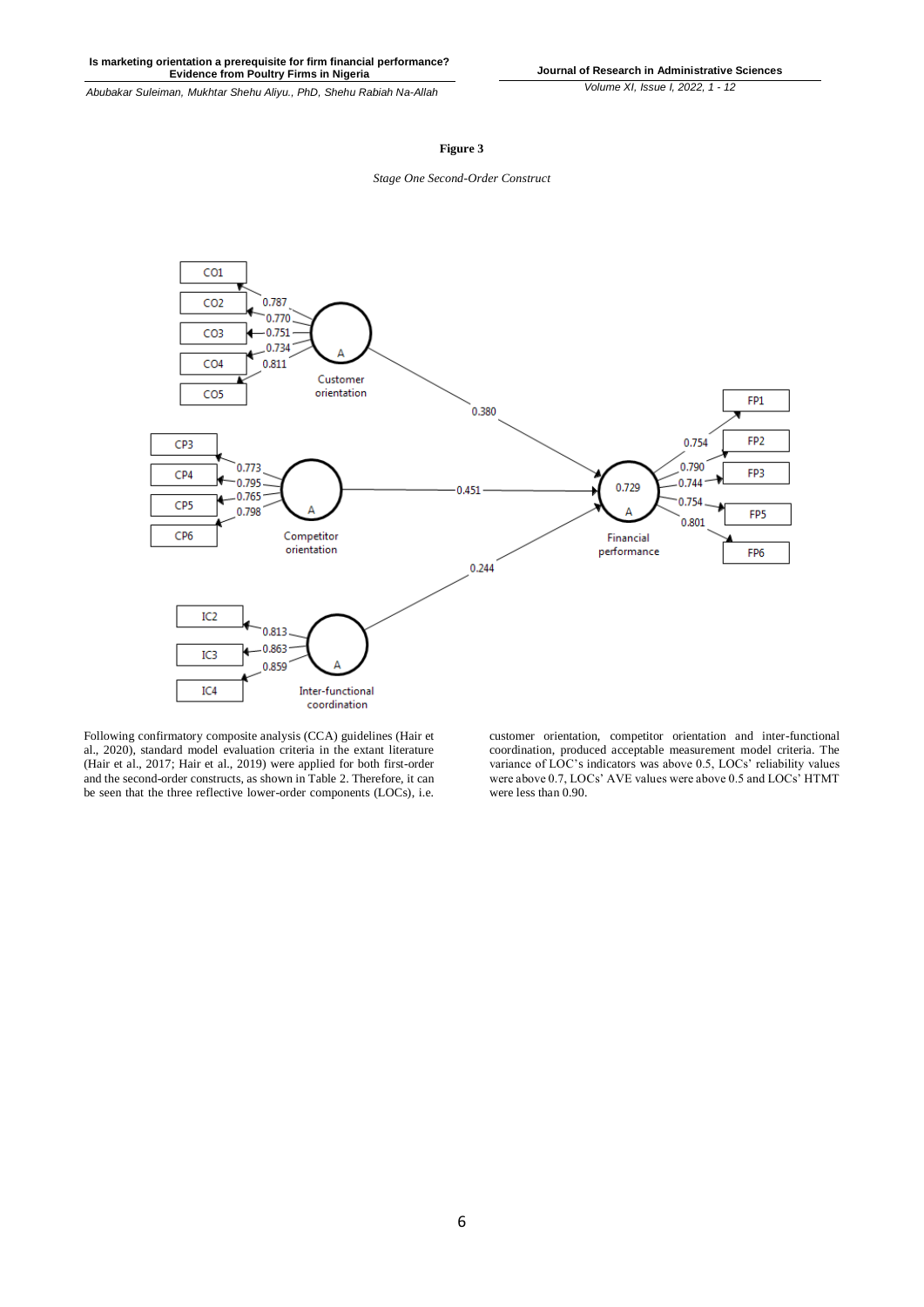**Figure 3**

*Stage One Second-Order Construct*

Following confirmatory composite analysis (CCA) guidelines (Hair et al., 2020), standard model evaluation criteria in the extant literature (Hair et al., 2017; Hair et al., 2019) were applied for both first-order and the second-order constructs, as shown in Table 2. Therefore, it can be seen that the three reflective lower-order components (LOCs), i.e. customer orientation, competitor orientation and inter-functional coordination, produced acceptable measurement model criteria. The variance of LOC's indicators was above 0.5, LOCs' reliability values were above 0.7, LOCs' AVE values were above 0.5 and LOCs' HTMT were less than 0.90.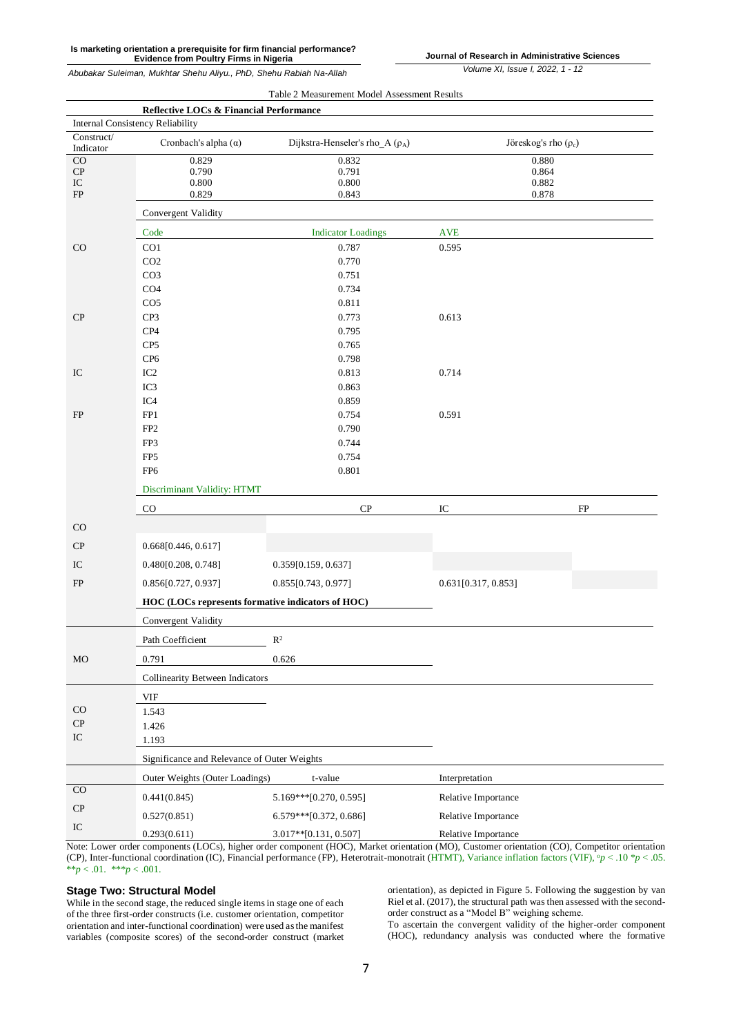Table 2 Measurement Model Assessment Results

| | **Reflective LOCs & Financial Performance** | | | |
|---|---|---|---|---|
| Internal Consistency Reliability | | | | |
| Construct/ Indicator | Cronbach's alpha (α) | Dijkstra-Henseler's rho_A ($\rho_A$) | Jöreskog's rho ($\rho_c$) | |
| CO | 0.829 | 0.832 | 0.880 | |
| CP | 0.790 | 0.791 | 0.864 | |
| IC | 0.800 | 0.800 | 0.882 | |
| FP | 0.829 | 0.843 | 0.878 | |
| | Convergent Validity | | | |
| | Code | Indicator Loadings | AVE | |
| CO | CO1 | 0.787 | 0.595 | |
| | CO2 | 0.770 | | |
| | CO3 | 0.751 | | |
| | CO4 | 0.734 | | |
| | CO5 | 0.811 | | |
| CP | CP3 | 0.773 | 0.613 | |
| | CP4 | 0.795 | | |
| | CP5 | 0.765 | | |
| | CP6 | 0.798 | | |
| IC | IC2 | 0.813 | 0.714 | |
| | IC3 | 0.863 | | |
| | IC4 | 0.859 | | |
| FP | FP1 | 0.754 | 0.591 | |
| | FP2 | 0.790 | | |
| | FP3 | 0.744 | | |
| | FP5 | 0.754 | | |
| | FP6 | 0.801 | | |
| | Discriminant Validity: HTMT | | | |
| | CO | CP | IC | FP |
| CO | | | | |
| CP | 0.668[0.446, 0.617] | | | |
| IC | 0.480[0.208, 0.748] | 0.359[0.159, 0.637] | | |
| FP | 0.856[0.727, 0.937] | 0.855[0.743, 0.977] | 0.631[0.317, 0.853] | |
| | **HOC (LOCs represents formative indicators of HOC)** | | | |
| | Convergent Validity | | | |
| | Path Coefficient | $R^2$ | | |
| MO | 0.791 | 0.626 | | |
| | Collinearity Between Indicators | | | |
| | VIF | | | |
| CO | 1.543 | | | |
| CP | 1.426 | | | |
| IC | 1.193 | | | |
| | Significance and Relevance of Outer Weights | | | |
| | Outer Weights (Outer Loadings) | t-value | Interpretation | |
| CO | 0.441(0.845) | 5.169***[0.270, 0.595] | Relative Importance | |
| CP | 0.527(0.851) | 6.579***[0.372, 0.686] | Relative Importance | |
| IC | 0.293(0.611) | 3.017**[0.131, 0.507] | Relative Importance | |

Note: Lower order components (LOCs), higher order component (HOC), Market orientation (MO), Customer orientation (CO), Competitor orientation (CP), Inter-functional coordination (IC), Financial performance (FP), Heterotrait-monotrait (HTMT), Variance inflation factors (VIF), $^{a}p < .10$ $^{*}p < .05$. $^{**}p < .01$. $^{***}p < .001$.

### Stage Two: Structural Model

While in the second stage, the reduced single items in stage one of each of the three first-order constructs (i.e. customer orientation, competitor orientation and inter-functional coordination) were used as the manifest variables (composite scores) of the second-order construct (market orientation), as depicted in Figure 5. Following the suggestion by van Riel et al. (2017), the structural path was then assessed with the second-order construct as a "Model B" weighing scheme.

To ascertain the convergent validity of the higher-order component (HOC), redundancy analysis was conducted where the formative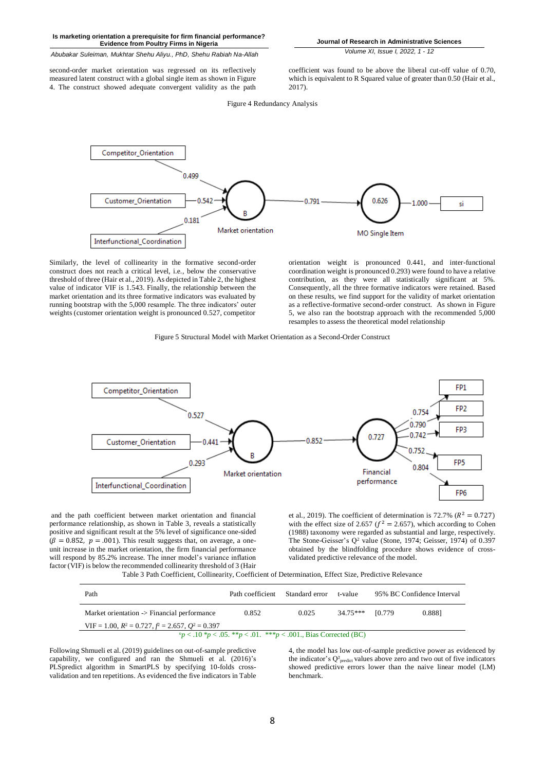second-order market orientation was regressed on its reflectively measured latent construct with a global single item as shown in Figure 4. The construct showed adequate convergent validity as the path coefficient was found to be above the liberal cut-off value of 0.70, which is equivalent to R Squared value of greater than 0.50 (Hair et al., 2017).

Figure 4 Redundancy Analysis

Similarly, the level of collinearity in the formative second-order construct does not reach a critical level, i.e., below the conservative threshold of three (Hair et al., 2019). As depicted in Table 2, the highest value of indicator VIF is 1.543. Finally, the relationship between the market orientation and its three formative indicators was evaluated by running bootstrap with the 5,000 resample. The three indicators' outer weights (customer orientation weight is pronounced 0.527, competitor orientation weight is pronounced 0.441, and inter-functional coordination weight is pronounced 0.293) were found to have a relative contribution, as they were all statistically significant at 5%. Consequently, all the three formative indicators were retained. Based on these results, we find support for the validity of market orientation as a reflective-formative second-order construct. As shown in Figure 5, we also ran the bootstrap approach with the recommended 5,000 resamples to assess the theoretical model relationship

Figure 5 Structural Model with Market Orientation as a Second-Order Construct

and the path coefficient between market orientation and financial performance relationship, as shown in Table 3, reveals a statistically positive and significant result at the 5% level of significance one-sided ($\beta = 0.852$, $p = .001$). This result suggests that, on average, a one-unit increase in the market orientation, the firm financial performance will respond by 85.2% increase. The inner model's variance inflation factor (VIF) is below the recommended collinearity threshold of 3 (Hair et al., 2019). The coefficient of determination is 72.7% ($R^2 = 0.727$) with the effect size of 2.657 ($f^2 = 2.657$), which according to Cohen (1988) taxonomy were regarded as substantial and large, respectively. The Stone-Geisser's $Q^2$ value (Stone, 1974; Geisser, 1974) of 0.397 obtained by the blindfolding procedure shows evidence of cross-validated predictive relevance of the model.

Table 3 Path Coefficient, Collinearity, Coefficient of Determination, Effect Size, Predictive Relevance

| Path | Path coefficient | Standard error | t-value | 95% BC Confidence Interval | |
|---|---|---|---|---|---|
| Market orientation -> Financial performance | 0.852 | 0.025 | 34.75*** | [0.779 | 0.888] |
| VIF = 1.00, $R^2$ = 0.727, $f^2$ = 2.657, $Q^2$ = 0.397 | | | | | |

$^{o}p$ < .10 *p < .05. **p < .01. ***p < .001., Bias Corrected (BC)

Following Shmueli et al. (2019) guidelines on out-of-sample predictive capability, we configured and ran the Shmueli et al. (2016)'s PLSpredict algorithm in SmartPLS by specifying 10-folds cross-validation and ten repetitions. As evidenced the five indicators in Table 4, the model has low out-of-sample predictive power as evidenced by the indicator's $Q^2_{predict}$ values above zero and two out of five indicators showed predictive errors lower than the naive linear model (LM) benchmark.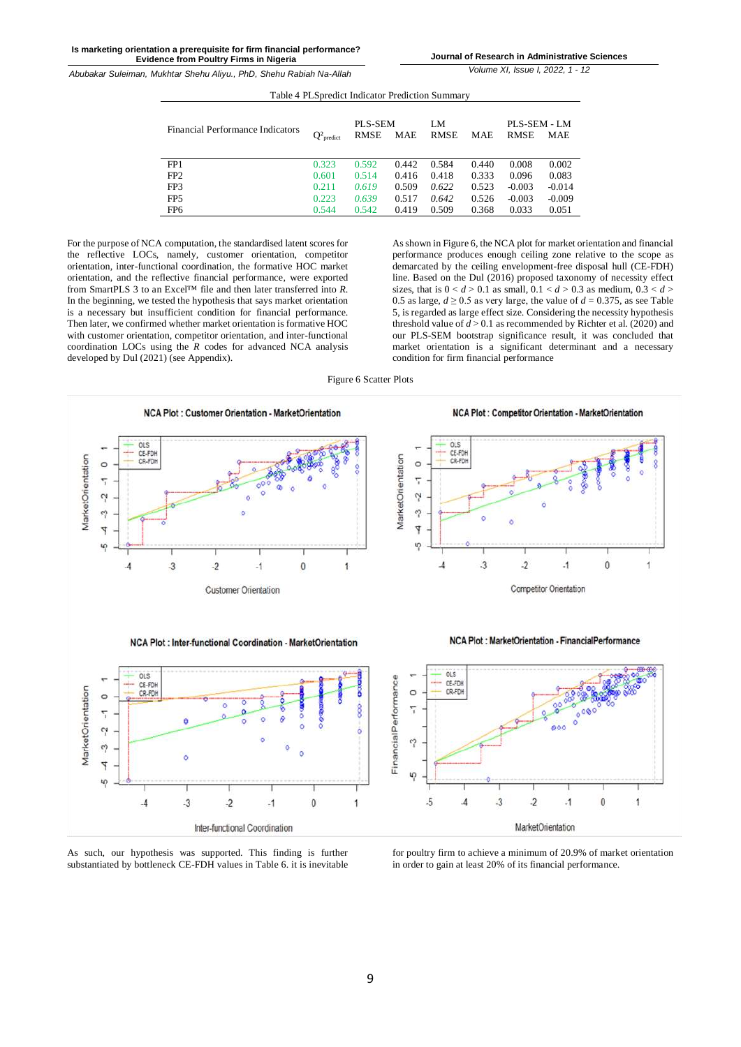Table 4 PLSpredict Indicator Prediction Summary

| Financial Performance Indicators | $Q^2_{predict}$ | PLS-SEM | | LM | | PLS-SEM - LM | |
|---|---|---|---|---|---|---|---|
| | | RMSE | MAE | RMSE | MAE | RMSE | MAE |
| FP1 | 0.323 | 0.592 | 0.442 | 0.584 | 0.440 | 0.008 | 0.002 |
| FP2 | 0.601 | 0.514 | 0.416 | 0.418 | 0.333 | 0.096 | 0.083 |
| FP3 | 0.211 | *0.619* | 0.509 | *0.622* | 0.523 | -0.003 | -0.014 |
| FP5 | 0.223 | *0.639* | 0.517 | *0.642* | 0.526 | -0.003 | -0.009 |
| FP6 | 0.544 | 0.542 | 0.419 | 0.509 | 0.368 | 0.033 | 0.051 |

For the purpose of NCA computation, the standardised latent scores for the reflective LOCs, namely, customer orientation, competitor orientation, inter-functional coordination, the formative HOC market orientation, and the reflective financial performance, were exported from SmartPLS 3 to an Excel™ file and then later transferred into *R*. In the beginning, we tested the hypothesis that says market orientation is a necessary but insufficient condition for financial performance. Then later, we confirmed whether market orientation is formative HOC with customer orientation, competitor orientation, and inter-functional coordination LOCs using the *R* codes for advanced NCA analysis developed by Dul (2021) (see Appendix).

As shown in Figure 6, the NCA plot for market orientation and financial performance produces enough ceiling zone relative to the scope as demarcated by the ceiling envelopment-free disposal hull (CE-FDH) line. Based on the Dul (2016) proposed taxonomy of necessity effect sizes, that is $0 < d > 0.1$ as small, $0.1 < d > 0.3$ as medium, $0.3 < d > 0.5$ as large, $d \geq 0.5$ as very large, the value of $d = 0.375$, as see Table 5, is regarded as large effect size. Considering the necessity hypothesis threshold value of $d > 0.1$ as recommended by Richter et al. (2020) and our PLS-SEM bootstrap significance result, it was concluded that market orientation is a significant determinant and a necessary condition for firm financial performance

Figure 6 Scatter Plots

As such, our hypothesis was supported. This finding is further substantiated by bottleneck CE-FDH values in Table 6. it is inevitable for poultry firm to achieve a minimum of 20.9% of market orientation in order to gain at least 20% of its financial performance.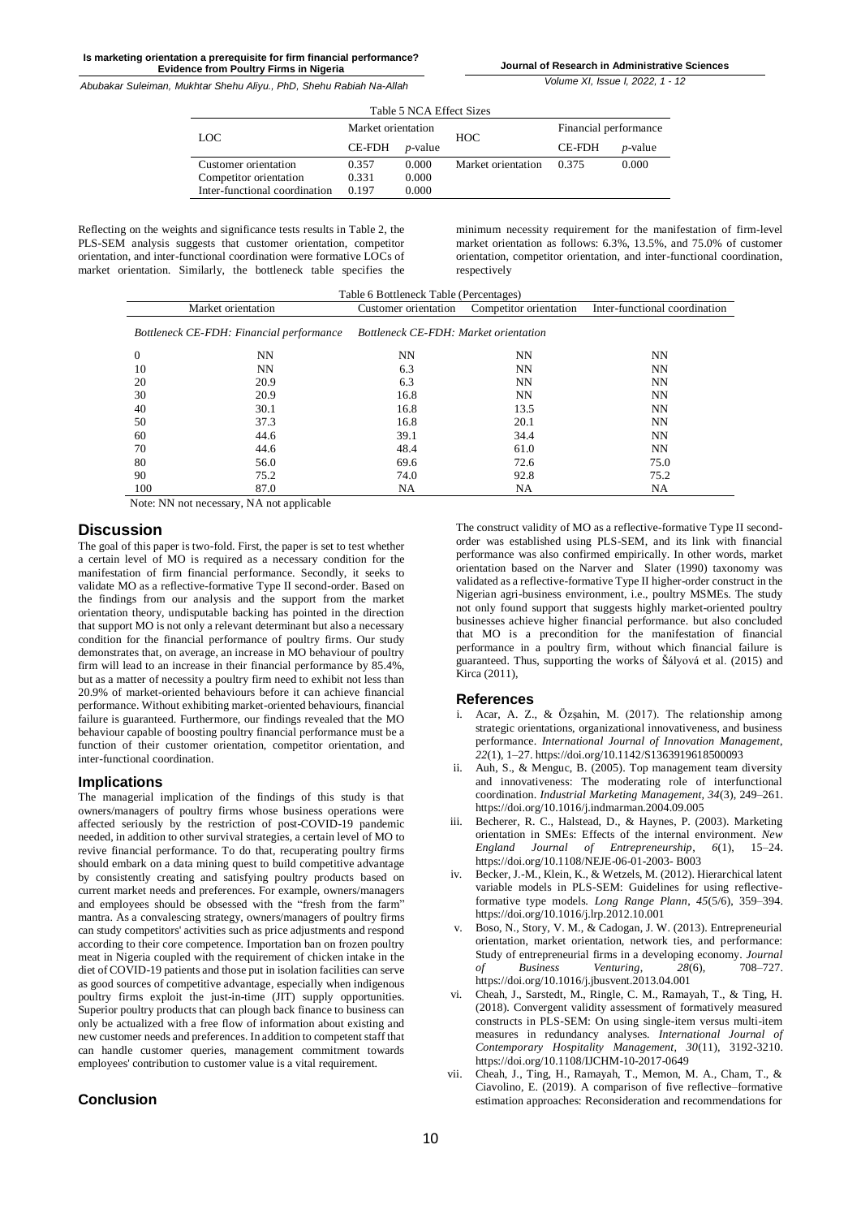Table 5 NCA Effect Sizes

| LOC | Market orientation | | HOC | Financial performance | |
|---|---|---|---|---|---|
| | CE-FDH | *p*-value | | CE-FDH | *p*-value |
| Customer orientation | 0.357 | 0.000 | Market orientation | 0.375 | 0.000 |
| Competitor orientation | 0.331 | 0.000 | | | |
| Inter-functional coordination | 0.197 | 0.000 | | | |

Reflecting on the weights and significance tests results in Table 2, the PLS-SEM analysis suggests that customer orientation, competitor orientation, and inter-functional coordination were formative LOCs of market orientation. Similarly, the bottleneck table specifies the minimum necessity requirement for the manifestation of firm-level market orientation as follows: 6.3%, 13.5%, and 75.0% of customer orientation, competitor orientation, and inter-functional coordination, respectively

Table 6 Bottleneck Table (Percentages)

| Market orientation | | Customer orientation | Competitor orientation | Inter-functional coordination |
|---|---|---|---|---|
| *Bottleneck CE-FDH: Financial performance* | | *Bottleneck CE-FDH: Market orientation* | | |
| 0 | NN | NN | NN | NN |
| 10 | NN | 6.3 | NN | NN |
| 20 | 20.9 | 6.3 | NN | NN |
| 30 | 20.9 | 16.8 | NN | NN |
| 40 | 30.1 | 16.8 | 13.5 | NN |
| 50 | 37.3 | 16.8 | 20.1 | NN |
| 60 | 44.6 | 39.1 | 34.4 | NN |
| 70 | 44.6 | 48.4 | 61.0 | NN |
| 80 | 56.0 | 69.6 | 72.6 | 75.0 |
| 90 | 75.2 | 74.0 | 92.8 | 75.2 |
| 100 | 87.0 | NA | NA | NA |

Note: NN not necessary, NA not applicable

## Discussion

The goal of this paper is two-fold. First, the paper is set to test whether a certain level of MO is required as a necessary condition for the manifestation of firm financial performance. Secondly, it seeks to validate MO as a reflective-formative Type II second-order. Based on the findings from our analysis and the support from the market orientation theory, undisputable backing has pointed in the direction that support MO is not only a relevant determinant but also a necessary condition for the financial performance of poultry firms. Our study demonstrates that, on average, an increase in MO behaviour of poultry firm will lead to an increase in their financial performance by 85.4%, but as a matter of necessity a poultry firm need to exhibit not less than 20.9% of market-oriented behaviours before it can achieve financial performance. Without exhibiting market-oriented behaviours, financial failure is guaranteed. Furthermore, our findings revealed that the MO behaviour capable of boosting poultry financial performance must be a function of their customer orientation, competitor orientation, and inter-functional coordination.

The construct validity of MO as a reflective-formative Type II second-order was established using PLS-SEM, and its link with financial performance was also confirmed empirically. In other words, market orientation based on the Narver and Slater (1990) taxonomy was validated as a reflective-formative Type II higher-order construct in the Nigerian agri-business environment, i.e., poultry MSMEs. The study not only found support that suggests highly market-oriented poultry businesses achieve higher financial performance. but also concluded that MO is a precondition for the manifestation of financial performance in a poultry firm, without which financial failure is guaranteed. Thus, supporting the works of Šályová et al. (2015) and Kirca (2011),

## Implications

The managerial implication of the findings of this study is that owners/managers of poultry firms whose business operations were affected seriously by the restriction of post-COVID-19 pandemic needed, in addition to other survival strategies, a certain level of MO to revive financial performance. To do that, recuperating poultry firms should embark on a data mining quest to build competitive advantage by consistently creating and satisfying poultry products based on current market needs and preferences. For example, owners/managers and employees should be obsessed with the "fresh from the farm" mantra. As a convalescing strategy, owners/managers of poultry firms can study competitors' activities such as price adjustments and respond according to their core competence. Importation ban on frozen poultry meat in Nigeria coupled with the requirement of chicken intake in the diet of COVID-19 patients and those put in isolation facilities can serve as good sources of competitive advantage, especially when indigenous poultry firms exploit the just-in-time (JIT) supply opportunities. Superior poultry products that can plough back finance to business can only be actualized with a free flow of information about existing and new customer needs and preferences. In addition to competent staff that can handle customer queries, management commitment towards employees' contribution to customer value is a vital requirement.

## Conclusion

## References

i. Acar, A. Z., & Özşahin, M. (2017). The relationship among strategic orientations, organizational innovativeness, and business performance. *International Journal of Innovation Management*, *22*(1), 1–27. https://doi.org/10.1142/S1363919618500093

ii. Auh, S., & Menguc, B. (2005). Top management team diversity and innovativeness: The moderating role of interfunctional coordination. *Industrial Marketing Management*, *34*(3), 249–261. https://doi.org/10.1016/j.indmarman.2004.09.005

iii. Becherer, R. C., Halstead, D., & Haynes, P. (2003). Marketing orientation in SMEs: Effects of the internal environment. *New England Journal of Entrepreneurship*, *6*(1), 15–24. https://doi.org/10.1108/NEJE-06-01-2003- B003

iv. Becker, J.-M., Klein, K., & Wetzels, M. (2012). Hierarchical latent variable models in PLS-SEM: Guidelines for using reflective-formative type models. *Long Range Plann*, *45*(5/6), 359–394. https://doi.org/10.1016/j.lrp.2012.10.001

v. Boso, N., Story, V. M., & Cadogan, J. W. (2013). Entrepreneurial orientation, market orientation, network ties, and performance: Study of entrepreneurial firms in a developing economy. *Journal of Business Venturing*, *28*(6), 708–727. https://doi.org/10.1016/j.jbusvent.2013.04.001

vi. Cheah, J., Sarstedt, M., Ringle, C. M., Ramayah, T., & Ting, H. (2018). Convergent validity assessment of formatively measured constructs in PLS-SEM: On using single-item versus multi-item measures in redundancy analyses. *International Journal of Contemporary Hospitality Management*, *30*(11), 3192-3210. https://doi.org/10.1108/IJCHM-10-2017-0649

vii. Cheah, J., Ting, H., Ramayah, T., Memon, M. A., Cham, T., & Ciavolino, E. (2019). A comparison of five reflective–formative estimation approaches: Reconsideration and recommendations for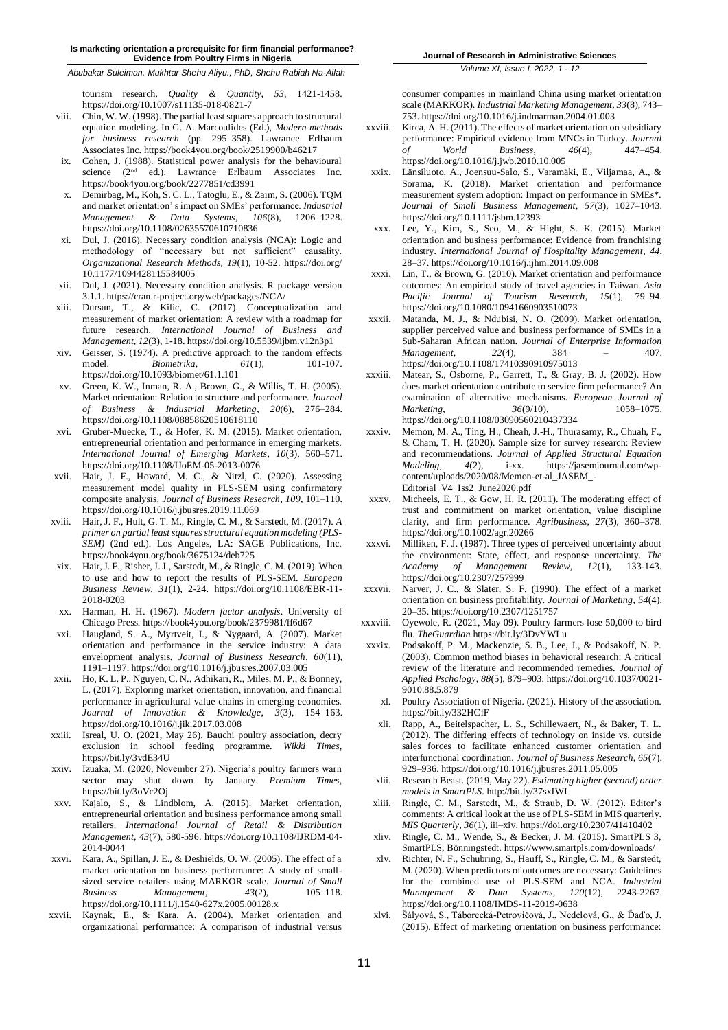tourism research. *Quality & Quantity, 53*, 1421-1458. https://doi.org/10.1007/s11135-018-0821-7

viii. Chin, W. W. (1998). The partial least squares approach to structural equation modeling. In G. A. Marcoulides (Ed.), *Modern methods for business research* (pp. 295–358). Lawrence Erlbaum Associates Inc. https://book4you.org/book/2519900/b46217

ix. Cohen, J. (1988). Statistical power analysis for the behavioural science (2nd ed.). Lawrence Erlbaum Associates Inc. https://book4you.org/book/2277851/cd3991

x. Demirbag, M., Koh, S. C. L., Tatoglu, E., & Zaim, S. (2006). TQM and market orientation' s impact on SMEs' performance. *Industrial Management & Data Systems, 106*(8), 1206–1228. https://doi.org/10.1108/02635570610710836

xi. Dul, J. (2016). Necessary condition analysis (NCA): Logic and methodology of "necessary but not sufficient" causality. *Organizational Research Methods, 19*(1), 10-52. https://doi.org/10.1177/1094428115584005

xii. Dul, J. (2021). Necessary condition analysis. R package version 3.1.1. https://cran.r-project.org/web/packages/NCA/

xiii. Dursun, T., & Kilic, C. (2017). Conceptualization and measurement of market orientation: A review with a roadmap for future research. *International Journal of Business and Management, 12*(3), 1-18. https://doi.org/10.5539/ijbm.v12n3p1

xiv. Geisser, S. (1974). A predictive approach to the random effects model. *Biometrika, 61*(1), 101-107. https://doi.org/10.1093/biomet/61.1.101

xv. Green, K. W., Inman, R. A., Brown, G., & Willis, T. H. (2005). Market orientation: Relation to structure and performance. *Journal of Business & Industrial Marketing, 20*(6), 276–284. https://doi.org/10.1108/08858620510618110

xvi. Gruber-Muecke, T., & Hofer, K. M. (2015). Market orientation, entrepreneurial orientation and performance in emerging markets. *International Journal of Emerging Markets, 10*(3), 560–571. https://doi.org/10.1108/IJoEM-05-2013-0076

xvii. Hair, J. F., Howard, M. C., & Nitzl, C. (2020). Assessing measurement model quality in PLS-SEM using confirmatory composite analysis. *Journal of Business Research, 109*, 101–110. https://doi.org/10.1016/j.jbusres.2019.11.069

xviii. Hair, J. F., Hult, G. T. M., Ringle, C. M., & Sarstedt, M. (2017). *A primer on partial least squares structural equation modeling (PLS-SEM)* (2nd ed.). Los Angeles, LA: SAGE Publications, Inc. https://book4you.org/book/3675124/deb725

xix. Hair, J. F., Risher, J. J., Sarstedt, M., & Ringle, C. M. (2019). When to use and how to report the results of PLS-SEM. *European Business Review, 31*(1), 2-24. https://doi.org/10.1108/EBR-11-2018-0203

xx. Harman, H. H. (1967). *Modern factor analysis*. University of Chicago Press. https://book4you.org/book/2379981/ff6d67

xxi. Haugland, S. A., Myrtveit, I., & Nygaard, A. (2007). Market orientation and performance in the service industry: A data envelopment analysis. *Journal of Business Research, 60*(11), 1191–1197. https://doi.org/10.1016/j.jbusres.2007.03.005

xxii. Ho, K. L. P., Nguyen, C. N., Adhikari, R., Miles, M. P., & Bonney, L. (2017). Exploring market orientation, innovation, and financial performance in agricultural value chains in emerging economies. *Journal of Innovation & Knowledge, 3*(3), 154–163. https://doi.org/10.1016/j.jik.2017.03.008

xxiii. Isreal, U. O. (2021, May 26). Bauchi poultry association, decry exclusion in school feeding programme. *Wikki Times*, https://bit.ly/3vdE34U

xxiv. Izuaka, M. (2020, November 27). Nigeria's poultry farmers warn sector may shut down by January. *Premium Times*, https://bit.ly/3oVc2Oj

xxv. Kajalo, S., & Lindblom, A. (2015). Market orientation, entrepreneurial orientation and business performance among small retailers. *International Journal of Retail & Distribution Management, 43*(7), 580-596. https://doi.org/10.1108/IJRDM-04-2014-0044

xxvi. Kara, A., Spillan, J. E., & Deshields, O. W. (2005). The effect of a market orientation on business performance: A study of small-sized service retailers using MARKOR scale. *Journal of Small Business Management, 43*(2), 105–118. https://doi.org/10.1111/j.1540-627x.2005.00128.x

xxvii. Kaynak, E., & Kara, A. (2004). Market orientation and organizational performance: A comparison of industrial versus consumer companies in mainland China using market orientation scale (MARKOR). *Industrial Marketing Management, 33*(8), 743–753. https://doi.org/10.1016/j.indmarman.2004.01.003

xxviii. Kirca, A. H. (2011). The effects of market orientation on subsidiary performance: Empirical evidence from MNCs in Turkey. *Journal of World Business, 46*(4), 447–454. https://doi.org/10.1016/j.jwb.2010.10.005

xxix. Länsiluoto, A., Joensuu-Salo, S., Varamäki, E., Viljamaa, A., & Sorama, K. (2018). Market orientation and performance measurement system adoption: Impact on performance in SMEs*. *Journal of Small Business Management, 57*(3), 1027–1043. https://doi.org/10.1111/jsbm.12393

xxx. Lee, Y., Kim, S., Seo, M., & Hight, S. K. (2015). Market orientation and business performance: Evidence from franchising industry. *International Journal of Hospitality Management, 44*, 28–37. https://doi.org/10.1016/j.ijhm.2014.09.008

xxxi. Lin, T., & Brown, G. (2010). Market orientation and performance outcomes: An empirical study of travel agencies in Taiwan. *Asia Pacific Journal of Tourism Research, 15*(1), 79–94. https://doi.org/10.1080/10941660903510073

xxxii. Matanda, M. J., & Ndubisi, N. O. (2009). Market orientation, supplier perceived value and business performance of SMEs in a Sub-Saharan African nation. *Journal of Enterprise Information Management, 22*(4), 384 – 407. https://doi.org/10.1108/17410390910975013

xxxiii. Matear, S., Osborne, P., Garrett, T., & Gray, B. J. (2002). How does market orientation contribute to service firm peformance? An examination of alternative mechanisms. *European Journal of Marketing, 36*(9/10), 1058–1075. https://doi.org/10.1108/03090560210437334

xxxiv. Memon, M. A., Ting, H., Cheah, J.-H., Thurasamy, R., Chuah, F., & Cham, T. H. (2020). Sample size for survey research: Review and recommendations. *Journal of Applied Structural Equation Modeling, 4*(2), i-xx. https://jasemjournal.com/wp-content/uploads/2020/08/Memon-et-al_JASEM_-Editorial_V4_Iss2_June2020.pdf

xxxv. Micheels, E. T., & Gow, H. R. (2011). The moderating effect of trust and commitment on market orientation, value discipline clarity, and firm performance. *Agribusiness, 27*(3), 360–378. https://doi.org/10.1002/agr.20266

xxxvi. Milliken, F. J. (1987). Three types of perceived uncertainty about the environment: State, effect, and response uncertainty. *The Academy of Management Review, 12*(1), 133-143. https://doi.org/10.2307/257999

xxxvii. Narver, J. C., & Slater, S. F. (1990). The effect of a market orientation on business profitability. *Journal of Marketing, 54*(4), 20–35. https://doi.org/10.2307/1251757

xxxviii. Oyewole, R. (2021, May 09). Poultry farmers lose 50,000 to bird flu. *TheGuardian* https://bit.ly/3DvYWLu

xxxix. Podsakoff, P. M., Mackenzie, S. B., Lee, J., & Podsakoff, N. P. (2003). Common method biases in behavioral research: A critical review of the literature and recommended remedies. *Journal of Applied Pschology, 88*(5), 879–903. https://doi.org/10.1037/0021-9010.88.5.879

xl. Poultry Association of Nigeria. (2021). History of the association. https://bit.ly/332HCfF

xli. Rapp, A., Beitelspacher, L. S., Schillewaert, N., & Baker, T. L. (2012). The differing effects of technology on inside vs. outside sales forces to facilitate enhanced customer orientation and interfunctional coordination. *Journal of Business Research, 65*(7), 929–936. https://doi.org/10.1016/j.jbusres.2011.05.005

xlii. Research Beast. (2019, May 22). *Estimating higher (second) order models in SmartPLS*. http://bit.ly/37sxIWI

xliii. Ringle, C. M., Sarstedt, M., & Straub, D. W. (2012). Editor's comments: A critical look at the use of PLS-SEM in MIS quarterly. *MIS Quarterly, 36*(1), iii–xiv. https://doi.org/10.2307/41410402

xliv. Ringle, C. M., Wende, S., & Becker, J. M. (2015). SmartPLS 3, SmartPLS, Bönningstedt. https://www.smartpls.com/downloads/

xlv. Richter, N. F., Schubring, S., Hauff, S., Ringle, C. M., & Sarstedt, M. (2020). When predictors of outcomes are necessary: Guidelines for the combined use of PLS-SEM and NCA. *Industrial Management & Data Systems, 120*(12), 2243-2267. https://doi.org/10.1108/IMDS-11-2019-0638

xlvi. Šályová, S., Táborecká-Petrovičová, J., Nedelová, G., & Ďaďo, J. (2015). Effect of marketing orientation on business performance: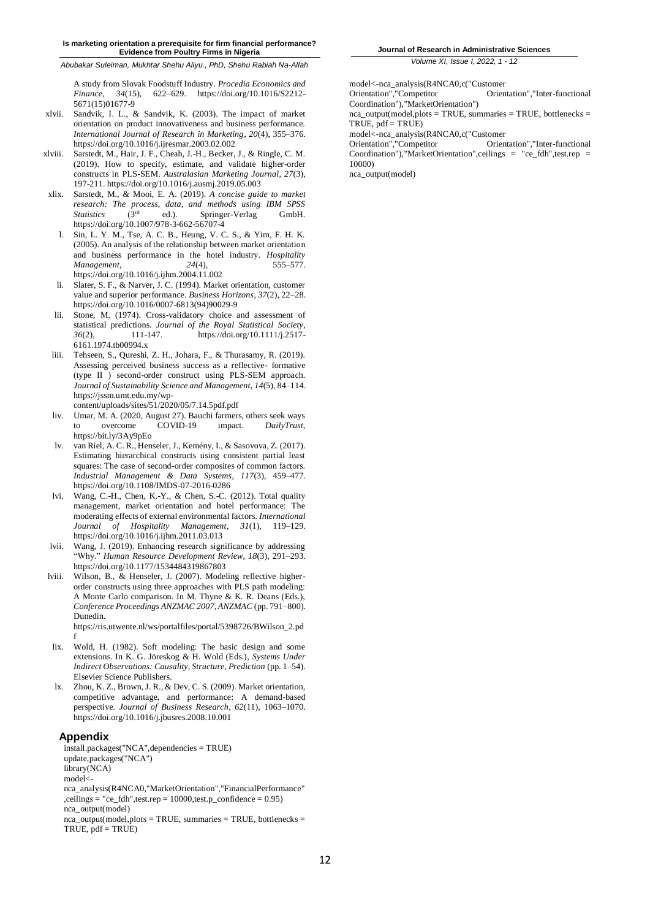A study from Slovak Foodstuff Industry. *Procedia Economics and Finance*, *34*(15), 622–629. https://doi.org/10.1016/S2212-5671(15)01677-9

xlvii. Sandvik, I. L., & Sandvik, K. (2003). The impact of market orientation on product innovativeness and business performance. *International Journal of Research in Marketing*, *20*(4), 355–376. https://doi.org/10.1016/j.ijresmar.2003.02.002

xlviii. Sarstedt, M., Hair, J. F., Cheah, J.-H., Becker, J., & Ringle, C. M. (2019). How to specify, estimate, and validate higher-order constructs in PLS-SEM. *Australasian Marketing Journal*, *27*(3), 197-211. https://doi.org/10.1016/j.ausmj.2019.05.003

xlix. Sarstedt, M., & Mooi, E. A. (2019). *A concise guide to market research: The process, data, and methods using IBM SPSS Statistics* (3rd ed.). Springer-Verlag GmbH. https://doi.org/10.1007/978-3-662-56707-4

l. Sin, L. Y. M., Tse, A. C. B., Heung, V. C. S., & Yim, F. H. K. (2005). An analysis of the relationship between market orientation and business performance in the hotel industry. *Hospitality Management*, *24*(4), 555–577. https://doi.org/10.1016/j.ijhm.2004.11.002

li. Slater, S. F., & Narver, J. C. (1994). Market orientation, customer value and superior performance. *Business Horizons*, *37*(2), 22–28. https://doi.org/10.1016/0007-6813(94)90029-9

lii. Stone, M. (1974). Cross-validatory choice and assessment of statistical predictions. *Journal of the Royal Statistical Society*, *36*(2), 111-147. https://doi.org/10.1111/j.2517-6161.1974.tb00994.x

liii. Tehseen, S., Qureshi, Z. H., Johara, F., & Thurasamy, R. (2019). Assessing perceived business success as a reflective- formative (type II ) second-order construct using PLS-SEM approach. *Journal of Sustainability Science and Management*, *14*(5), 84–114. https://jssm.umt.edu.my/wp-content/uploads/sites/51/2020/05/7.14.5pdf.pdf

liv. Umar, M. A. (2020, August 27). Bauchi farmers, others seek ways to overcome COVID-19 impact. *DailyTrust*, https://bit.ly/3Ay9pEo

lv. van Riel, A. C. R., Henseler, J., Kemény, I., & Sasovova, Z. (2017). Estimating hierarchical constructs using consistent partial least squares: The case of second-order composites of common factors. *Industrial Management & Data Systems*, *117*(3), 459–477. https://doi.org/10.1108/IMDS-07-2016-0286

lvi. Wang, C.-H., Chen, K.-Y., & Chen, S.-C. (2012). Total quality management, market orientation and hotel performance: The moderating effects of external environmental factors. *International Journal of Hospitality Management*, *31*(1), 119–129. https://doi.org/10.1016/j.ijhm.2011.03.013

lvii. Wang, J. (2019). Enhancing research significance by addressing "Why." *Human Resource Development Review*, *18*(3), 291–293. https://doi.org/10.1177/1534484319867803

lviii. Wilson, B., & Henseler, J. (2007). Modeling reflective higher-order constructs using three approaches with PLS path modeling: A Monte Carlo comparison. In M. Thyne & K. R. Deans (Eds.), *Conference Proceedings ANZMAC 2007, ANZMAC* (pp. 791–800). Dunedin. https://ris.utwente.nl/ws/portalfiles/portal/5398726/BWilson_2.pdf

lix. Wold, H. (1982). Soft modeling: The basic design and some extensions. In K. G. Jöreskog & H. Wold (Eds.), *Systems Under Indirect Observations: Causality, Structure, Prediction* (pp. 1–54). Elsevier Science Publishers.

lx. Zhou, K. Z., Brown, J. R., & Dev, C. S. (2009). Market orientation, competitive advantage, and performance: A demand-based perspective. *Journal of Business Research*, *62*(11), 1063–1070. https://doi.org/10.1016/j.jbusres.2008.10.001

## Appendix

```
install.packages("NCA",dependencies = TRUE)
update,packages("NCA")
library(NCA)
model<-
nca_analysis(R4NCA0,"MarketOrientation","FinancialPerformance"
,ceilings = "ce_fdh",test.rep = 10000,test.p_confidence = 0.95)
nca_output(model)
nca_output(model,plots = TRUE, summaries = TRUE, bottlenecks =
TRUE, pdf = TRUE)
model<-nca_analysis(R4NCA0,c("Customer
Orientation","Competitor Orientation","Inter-functional
Coordination"),"MarketOrientation")
nca_output(model,plots = TRUE, summaries = TRUE, bottlenecks =
TRUE, pdf = TRUE)
model<-nca_analysis(R4NCA0,c("Customer
Orientation","Competitor Orientation","Inter-functional
Coordination"),"MarketOrientation",ceilings = "ce_fdh",test.rep =
10000)
nca_output(model)
```